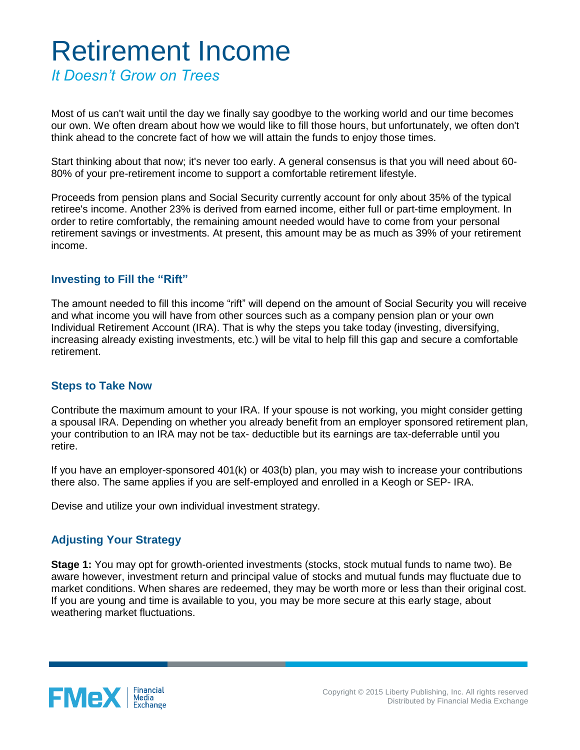# Retirement Income

*It Doesn't Grow on Trees*

Most of us can't wait until the day we finally say goodbye to the working world and our time becomes our own. We often dream about how we would like to fill those hours, but unfortunately, we often don't think ahead to the concrete fact of how we will attain the funds to enjoy those times.

Start thinking about that now; it's never too early. A general consensus is that you will need about 60-80% of your pre-retirement income to support a comfortable retirement lifestyle.

Proceeds from pension plans and Social Security currently account for only about 35% of the typical retiree's income. Another 23% is derived from earned income, either full or part-time employment. In order to retire comfortably, the remaining amount needed would have to come from your personal retirement savings or investments. At present, this amount may be as much as 39% of your retirement income.

### Investing to Fill the "Rift"

The amount needed to fill this income "rift" will depend on the amount of Social Security you will receive and what income you will have from other sources such as a company pension plan or your own Individual Retirement Account (IRA). That is why the steps you take today (investing, diversifying, increasing already existing investments, etc.) will be vital to help fill this gap and secure a comfortable retirement.

### Steps to Take Now

Contribute the maximum amount to your IRA. If your spouse is not working, you might consider getting a spousal IRA. Depending on whether you already benefit from an employer sponsored retirement plan, your contribution to an IRA may not be tax- deductible but its earnings are tax-deferrable until you retire.

If you have an employer-sponsored 401(k) or 403(b) plan, you may wish to increase your contributions there also. The same applies if you are self-employed and enrolled in a Keogh or SEP- IRA.

Devise and utilize your own individual investment strategy.

### Adjusting Your Strategy

**Stage 1:** You may opt for growth-oriented investments (stocks, stock mutual funds to name two). Be aware however, investment return and principal value of stocks and mutual funds may fluctuate due to market conditions. When shares are redeemed, they may be worth more or less than their original cost. If you are young and time is available to you, you may be more secure at this early stage, about weathering market fluctuations.

Copyright © 2015 Liberty Publishing, Inc. All rights reserved
Distributed by Financial Media Exchange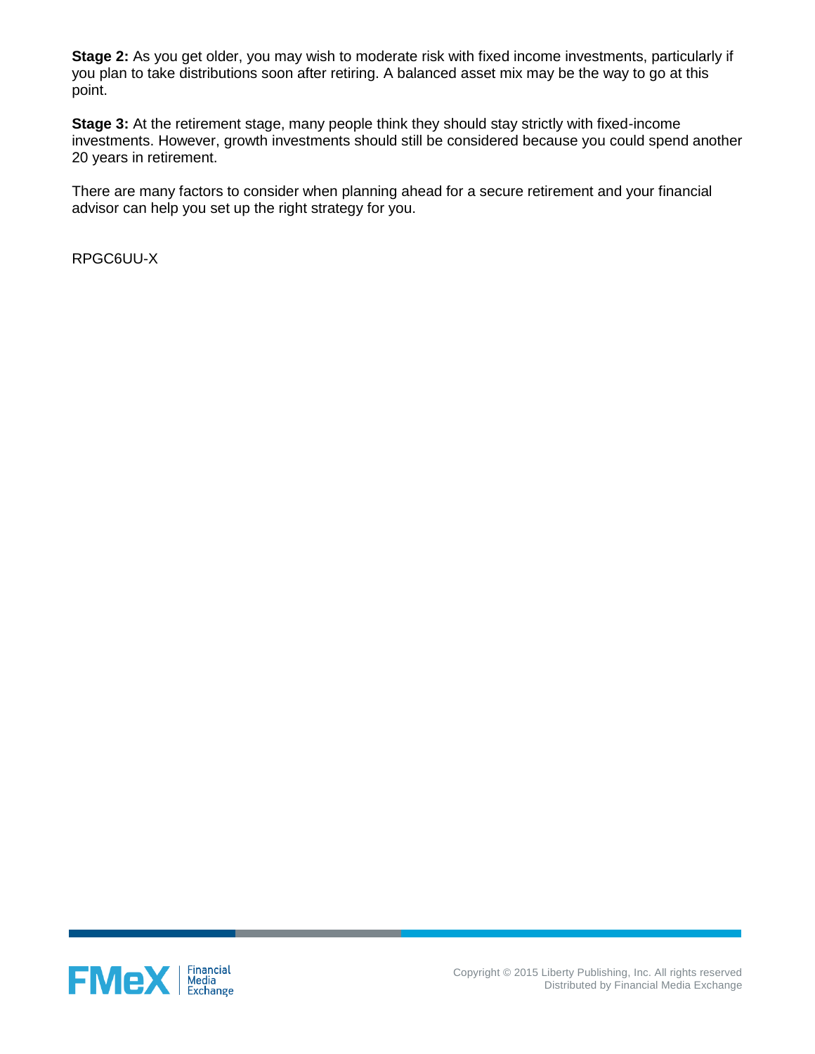**Stage 2:** As you get older, you may wish to moderate risk with fixed income investments, particularly if you plan to take distributions soon after retiring. A balanced asset mix may be the way to go at this point.

**Stage 3:** At the retirement stage, many people think they should stay strictly with fixed-income investments. However, growth investments should still be considered because you could spend another 20 years in retirement.

There are many factors to consider when planning ahead for a secure retirement and your financial advisor can help you set up the right strategy for you.

RPGC6UU-X